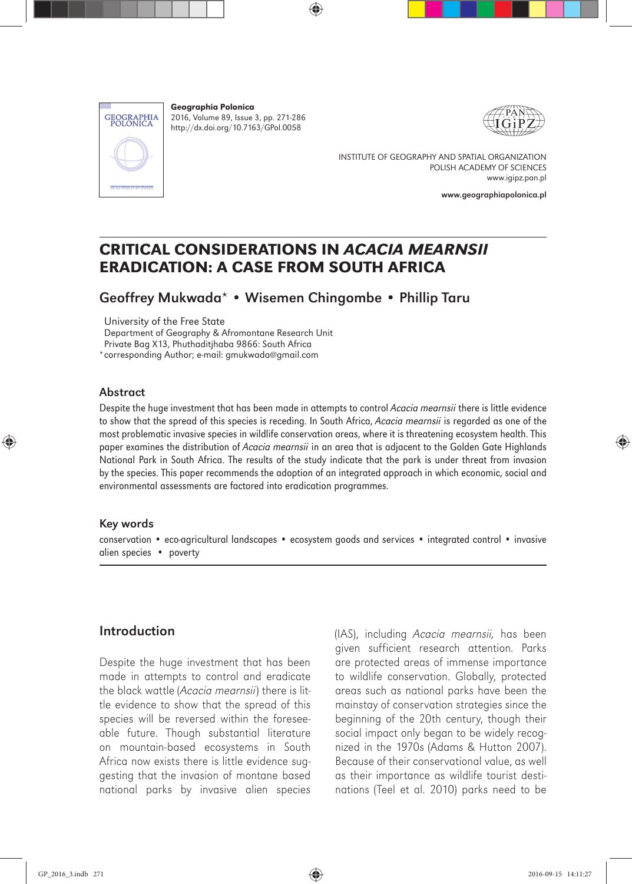**Geographia Polonica**
2016, Volume 89, Issue 3, pp. 271-286
http://dx.doi.org/10.7163/GPol.0058

INSTITUTE OF GEOGRAPHY AND SPATIAL ORGANIZATION
POLISH ACADEMY OF SCIENCES
www.igipz.pan.pl

**www.geographiapolonica.pl**

# CRITICAL CONSIDERATIONS IN *ACACIA MEARNSII* ERADICATION: A CASE FROM SOUTH AFRICA

## Geoffrey Mukwada* • Wisemen Chingombe • Phillip Taru

University of the Free State
Department of Geography & Afromontane Research Unit
Private Bag X13, Phuthaditjhaba 9866: South Africa
*corresponding Author; e-mail: gmukwada@gmail.com

### Abstract

Despite the huge investment that has been made in attempts to control *Acacia mearnsii* there is little evidence to show that the spread of this species is receding. In South Africa, *Acacia mearnsii* is regarded as one of the most problematic invasive species in wildlife conservation areas, where it is threatening ecosystem health. This paper examines the distribution of *Acacia mearnsii* in an area that is adjacent to the Golden Gate Highlands National Park in South Africa. The results of the study indicate that the park is under threat from invasion by the species. This paper recommends the adoption of an integrated approach in which economic, social and environmental assessments are factored into eradication programmes.

### Key words

conservation • eco-agricultural landscapes • ecosystem goods and services • integrated control • invasive alien species • poverty

## Introduction

Despite the huge investment that has been made in attempts to control and eradicate the black wattle (*Acacia mearnsii*) there is little evidence to show that the spread of this species will be reversed within the foreseeable future. Though substantial literature on mountain-based ecosystems in South Africa now exists there is little evidence suggesting that the invasion of montane based national parks by invasive alien species (IAS), including *Acacia mearnsii,* has been given sufficient research attention. Parks are protected areas of immense importance to wildlife conservation. Globally, protected areas such as national parks have been the mainstay of conservation strategies since the beginning of the 20th century, though their social impact only began to be widely recognized in the 1970s (Adams & Hutton 2007). Because of their conservational value, as well as their importance as wildlife tourist destinations (Teel et al. 2010) parks need to be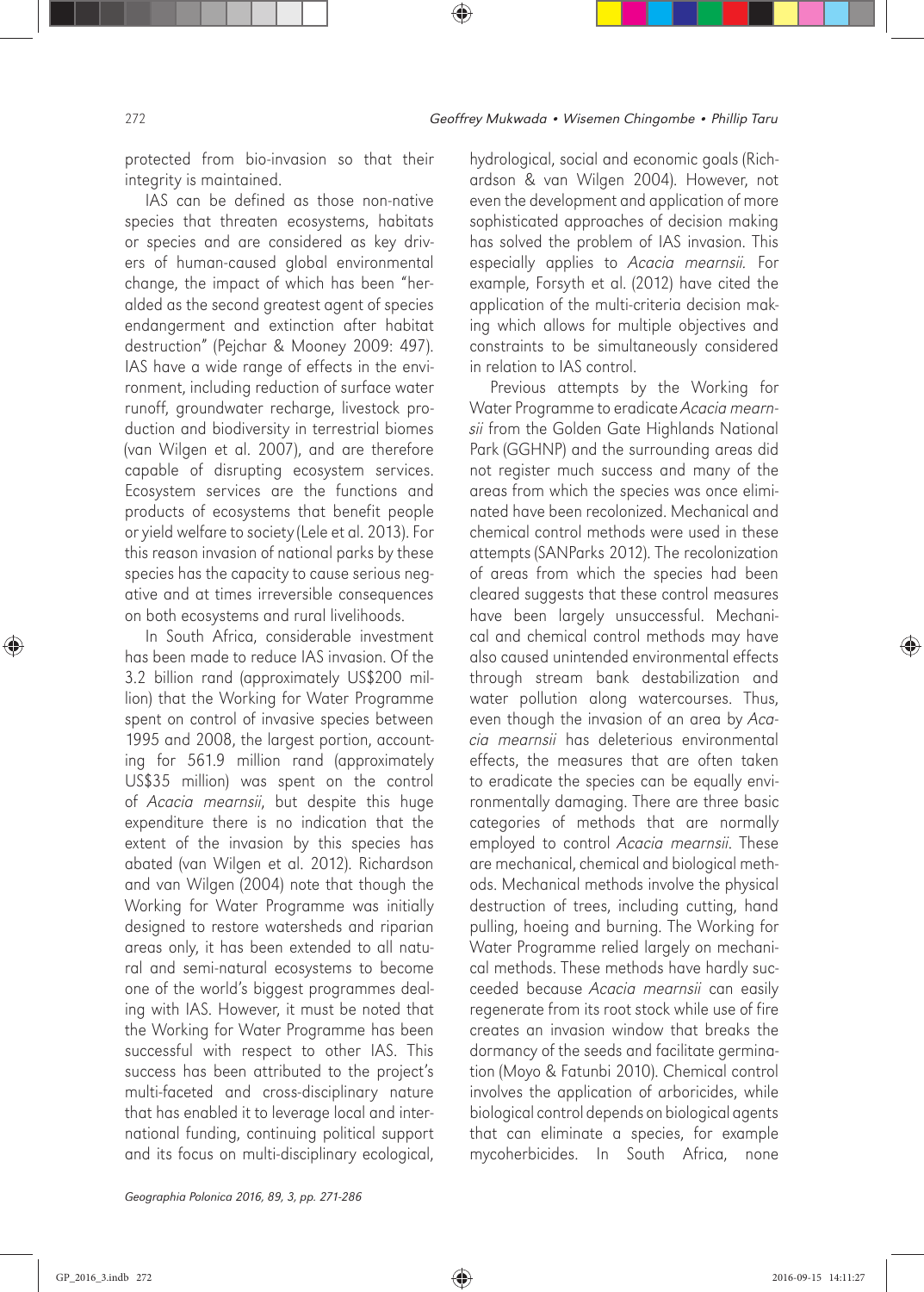protected from bio-invasion so that their integrity is maintained.

IAS can be defined as those non-native species that threaten ecosystems, habitats or species and are considered as key drivers of human-caused global environmental change, the impact of which has been "heralded as the second greatest agent of species endangerment and extinction after habitat destruction" (Pejchar & Mooney 2009: 497). IAS have a wide range of effects in the environment, including reduction of surface water runoff, groundwater recharge, livestock production and biodiversity in terrestrial biomes (van Wilgen et al. 2007), and are therefore capable of disrupting ecosystem services. Ecosystem services are the functions and products of ecosystems that benefit people or yield welfare to society (Lele et al. 2013). For this reason invasion of national parks by these species has the capacity to cause serious negative and at times irreversible consequences on both ecosystems and rural livelihoods.

In South Africa, considerable investment has been made to reduce IAS invasion. Of the 3.2 billion rand (approximately US$200 million) that the Working for Water Programme spent on control of invasive species between 1995 and 2008, the largest portion, accounting for 561.9 million rand (approximately US$35 million) was spent on the control of *Acacia mearnsii*, but despite this huge expenditure there is no indication that the extent of the invasion by this species has abated (van Wilgen et al. 2012). Richardson and van Wilgen (2004) note that though the Working for Water Programme was initially designed to restore watersheds and riparian areas only, it has been extended to all natural and semi-natural ecosystems to become one of the world's biggest programmes dealing with IAS. However, it must be noted that the Working for Water Programme has been successful with respect to other IAS. This success has been attributed to the project's multi-faceted and cross-disciplinary nature that has enabled it to leverage local and international funding, continuing political support and its focus on multi-disciplinary ecological, hydrological, social and economic goals (Richardson & van Wilgen 2004). However, not even the development and application of more sophisticated approaches of decision making has solved the problem of IAS invasion. This especially applies to *Acacia mearnsii.* For example, Forsyth et al. (2012) have cited the application of the multi-criteria decision making which allows for multiple objectives and constraints to be simultaneously considered in relation to IAS control.

Previous attempts by the Working for Water Programme to eradicate *Acacia mearnsii* from the Golden Gate Highlands National Park (GGHNP) and the surrounding areas did not register much success and many of the areas from which the species was once eliminated have been recolonized. Mechanical and chemical control methods were used in these attempts (SANParks 2012). The recolonization of areas from which the species had been cleared suggests that these control measures have been largely unsuccessful. Mechanical and chemical control methods may have also caused unintended environmental effects through stream bank destabilization and water pollution along watercourses. Thus, even though the invasion of an area by *Acacia mearnsii* has deleterious environmental effects, the measures that are often taken to eradicate the species can be equally environmentally damaging. There are three basic categories of methods that are normally employed to control *Acacia mearnsii*. These are mechanical, chemical and biological methods. Mechanical methods involve the physical destruction of trees, including cutting, hand pulling, hoeing and burning. The Working for Water Programme relied largely on mechanical methods. These methods have hardly succeeded because *Acacia mearnsii* can easily regenerate from its root stock while use of fire creates an invasion window that breaks the dormancy of the seeds and facilitate germination (Moyo & Fatunbi 2010). Chemical control involves the application of arboricides, while biological control depends on biological agents that can eliminate a species, for example mycoherbicides. In South Africa, none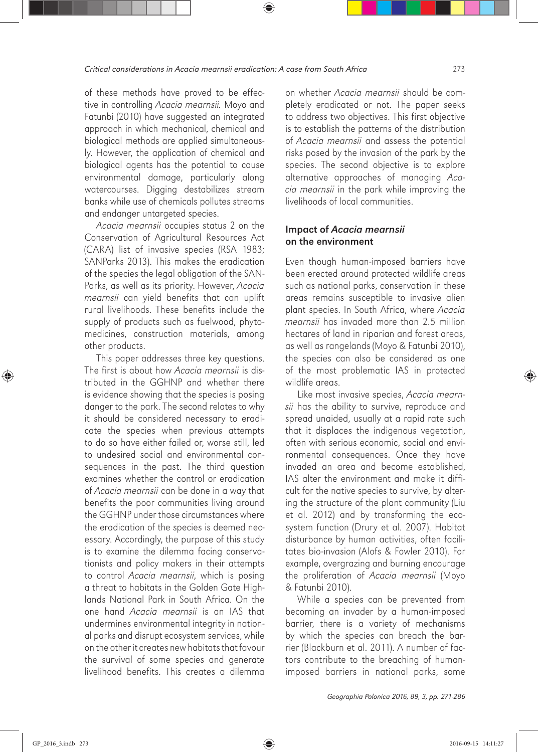of these methods have proved to be effective in controlling *Acacia mearnsii*. Moyo and Fatunbi (2010) have suggested an integrated approach in which mechanical, chemical and biological methods are applied simultaneously. However, the application of chemical and biological agents has the potential to cause environmental damage, particularly along watercourses. Digging destabilizes stream banks while use of chemicals pollutes streams and endanger untargeted species.

*Acacia mearnsii* occupies status 2 on the Conservation of Agricultural Resources Act (CARA) list of invasive species (RSA 1983; SANParks 2013). This makes the eradication of the species the legal obligation of the SANParks, as well as its priority. However, *Acacia mearnsii* can yield benefits that can uplift rural livelihoods. These benefits include the supply of products such as fuelwood, phytomedicines, construction materials, among other products.

This paper addresses three key questions. The first is about how *Acacia mearnsii* is distributed in the GGHNP and whether there is evidence showing that the species is posing danger to the park. The second relates to why it should be considered necessary to eradicate the species when previous attempts to do so have either failed or, worse still, led to undesired social and environmental consequences in the past. The third question examines whether the control or eradication of *Acacia mearnsii* can be done in a way that benefits the poor communities living around the GGHNP under those circumstances where the eradication of the species is deemed necessary. Accordingly, the purpose of this study is to examine the dilemma facing conservationists and policy makers in their attempts to control *Acacia mearnsii*, which is posing a threat to habitats in the Golden Gate Highlands National Park in South Africa. On the one hand *Acacia mearnsii* is an IAS that undermines environmental integrity in national parks and disrupt ecosystem services, while on the other it creates new habitats that favour the survival of some species and generate livelihood benefits. This creates a dilemma on whether *Acacia mearnsii* should be completely eradicated or not. The paper seeks to address two objectives. This first objective is to establish the patterns of the distribution of *Acacia mearnsii* and assess the potential risks posed by the invasion of the park by the species. The second objective is to explore alternative approaches of managing *Acacia mearnsii* in the park while improving the livelihoods of local communities.

## Impact of *Acacia mearnsii* on the environment

Even though human-imposed barriers have been erected around protected wildlife areas such as national parks, conservation in these areas remains susceptible to invasive alien plant species. In South Africa, where *Acacia mearnsii* has invaded more than 2.5 million hectares of land in riparian and forest areas, as well as rangelands (Moyo & Fatunbi 2010), the species can also be considered as one of the most problematic IAS in protected wildlife areas.

Like most invasive species, *Acacia mearnsii* has the ability to survive, reproduce and spread unaided, usually at a rapid rate such that it displaces the indigenous vegetation, often with serious economic, social and environmental consequences. Once they have invaded an area and become established, IAS alter the environment and make it difficult for the native species to survive, by altering the structure of the plant community (Liu et al. 2012) and by transforming the ecosystem function (Drury et al. 2007). Habitat disturbance by human activities, often facilitates bio-invasion (Alofs & Fowler 2010). For example, overgrazing and burning encourage the proliferation of *Acacia mearnsii* (Moyo & Fatunbi 2010).

While a species can be prevented from becoming an invader by a human-imposed barrier, there is a variety of mechanisms by which the species can breach the barrier (Blackburn et al. 2011). A number of factors contribute to the breaching of human-imposed barriers in national parks, some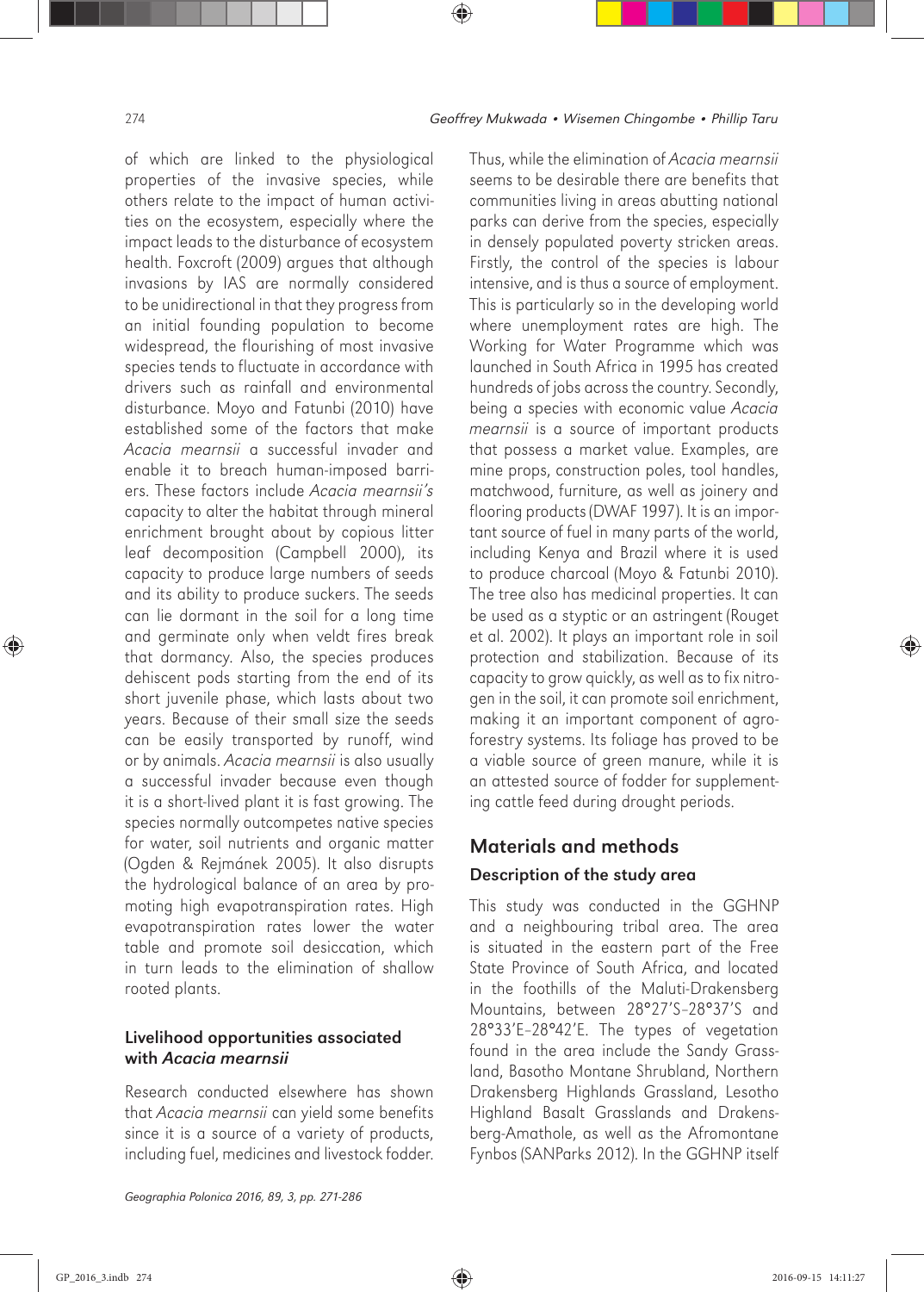of which are linked to the physiological properties of the invasive species, while others relate to the impact of human activities on the ecosystem, especially where the impact leads to the disturbance of ecosystem health. Foxcroft (2009) argues that although invasions by IAS are normally considered to be unidirectional in that they progress from an initial founding population to become widespread, the flourishing of most invasive species tends to fluctuate in accordance with drivers such as rainfall and environmental disturbance. Moyo and Fatunbi (2010) have established some of the factors that make *Acacia mearnsii* a successful invader and enable it to breach human-imposed barriers. These factors include *Acacia mearnsii's* capacity to alter the habitat through mineral enrichment brought about by copious litter leaf decomposition (Campbell 2000), its capacity to produce large numbers of seeds and its ability to produce suckers. The seeds can lie dormant in the soil for a long time and germinate only when veldt fires break that dormancy. Also, the species produces dehiscent pods starting from the end of its short juvenile phase, which lasts about two years. Because of their small size the seeds can be easily transported by runoff, wind or by animals. *Acacia mearnsii* is also usually a successful invader because even though it is a short-lived plant it is fast growing. The species normally outcompetes native species for water, soil nutrients and organic matter (Ogden & Rejmánek 2005). It also disrupts the hydrological balance of an area by promoting high evapotranspiration rates. High evapotranspiration rates lower the water table and promote soil desiccation, which in turn leads to the elimination of shallow rooted plants.

### Livelihood opportunities associated with *Acacia mearnsii*

Research conducted elsewhere has shown that *Acacia mearnsii* can yield some benefits since it is a source of a variety of products, including fuel, medicines and livestock fodder. Thus, while the elimination of *Acacia mearnsii* seems to be desirable there are benefits that communities living in areas abutting national parks can derive from the species, especially in densely populated poverty stricken areas. Firstly, the control of the species is labour intensive, and is thus a source of employment. This is particularly so in the developing world where unemployment rates are high. The Working for Water Programme which was launched in South Africa in 1995 has created hundreds of jobs across the country. Secondly, being a species with economic value *Acacia mearnsii* is a source of important products that possess a market value. Examples, are mine props, construction poles, tool handles, matchwood, furniture, as well as joinery and flooring products (DWAF 1997). It is an important source of fuel in many parts of the world, including Kenya and Brazil where it is used to produce charcoal (Moyo & Fatunbi 2010). The tree also has medicinal properties. It can be used as a styptic or an astringent (Rouget et al. 2002). It plays an important role in soil protection and stabilization. Because of its capacity to grow quickly, as well as to fix nitrogen in the soil, it can promote soil enrichment, making it an important component of agroforestry systems. Its foliage has proved to be a viable source of green manure, while it is an attested source of fodder for supplementing cattle feed during drought periods.

## Materials and methods

### Description of the study area

This study was conducted in the GGHNP and a neighbouring tribal area. The area is situated in the eastern part of the Free State Province of South Africa, and located in the foothills of the Maluti-Drakensberg Mountains, between 28°27'S–28°37'S and 28°33'E–28°42'E. The types of vegetation found in the area include the Sandy Grassland, Basotho Montane Shrubland, Northern Drakensberg Highlands Grassland, Lesotho Highland Basalt Grasslands and Drakensberg-Amathole, as well as the Afromontane Fynbos (SANParks 2012). In the GGHNP itself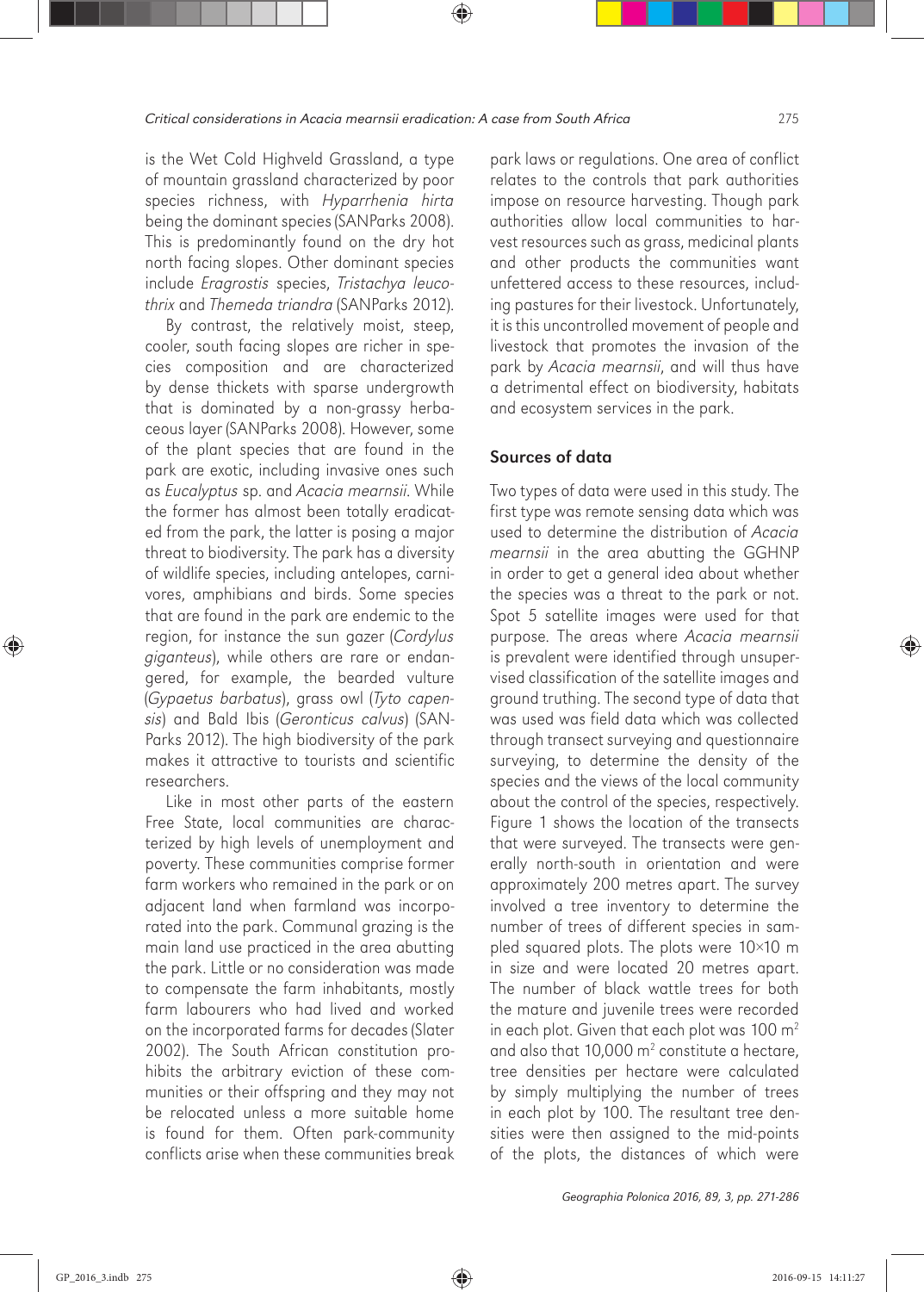is the Wet Cold Highveld Grassland, a type of mountain grassland characterized by poor species richness, with *Hyparrhenia hirta* being the dominant species (SANParks 2008). This is predominantly found on the dry hot north facing slopes. Other dominant species include *Eragrostis* species, *Tristachya leucothrix* and *Themeda triandra* (SANParks 2012).

By contrast, the relatively moist, steep, cooler, south facing slopes are richer in species composition and are characterized by dense thickets with sparse undergrowth that is dominated by a non-grassy herbaceous layer (SANParks 2008). However, some of the plant species that are found in the park are exotic, including invasive ones such as *Eucalyptus* sp. and *Acacia mearnsii*. While the former has almost been totally eradicated from the park, the latter is posing a major threat to biodiversity. The park has a diversity of wildlife species, including antelopes, carnivores, amphibians and birds. Some species that are found in the park are endemic to the region, for instance the sun gazer (*Cordylus giganteus*), while others are rare or endangered, for example, the bearded vulture (*Gypaetus barbatus*), grass owl (*Tyto capensis*) and Bald Ibis (*Geronticus calvus*) (SANParks 2012). The high biodiversity of the park makes it attractive to tourists and scientific researchers.

Like in most other parts of the eastern Free State, local communities are characterized by high levels of unemployment and poverty. These communities comprise former farm workers who remained in the park or on adjacent land when farmland was incorporated into the park. Communal grazing is the main land use practiced in the area abutting the park. Little or no consideration was made to compensate the farm inhabitants, mostly farm labourers who had lived and worked on the incorporated farms for decades (Slater 2002). The South African constitution prohibits the arbitrary eviction of these communities or their offspring and they may not be relocated unless a more suitable home is found for them. Often park-community conflicts arise when these communities break park laws or regulations. One area of conflict relates to the controls that park authorities impose on resource harvesting. Though park authorities allow local communities to harvest resources such as grass, medicinal plants and other products the communities want unfettered access to these resources, including pastures for their livestock. Unfortunately, it is this uncontrolled movement of people and livestock that promotes the invasion of the park by *Acacia mearnsii*, and will thus have a detrimental effect on biodiversity, habitats and ecosystem services in the park.

## Sources of data

Two types of data were used in this study. The first type was remote sensing data which was used to determine the distribution of *Acacia mearnsii* in the area abutting the GGHNP in order to get a general idea about whether the species was a threat to the park or not. Spot 5 satellite images were used for that purpose. The areas where *Acacia mearnsii* is prevalent were identified through unsupervised classification of the satellite images and ground truthing. The second type of data that was used was field data which was collected through transect surveying and questionnaire surveying, to determine the density of the species and the views of the local community about the control of the species, respectively. Figure 1 shows the location of the transects that were surveyed. The transects were generally north-south in orientation and were approximately 200 metres apart. The survey involved a tree inventory to determine the number of trees of different species in sampled squared plots. The plots were 10×10 m in size and were located 20 metres apart. The number of black wattle trees for both the mature and juvenile trees were recorded in each plot. Given that each plot was 100 $m^2$ and also that 10,000 $m^2$ constitute a hectare, tree densities per hectare were calculated by simply multiplying the number of trees in each plot by 100. The resultant tree densities were then assigned to the mid-points of the plots, the distances of which were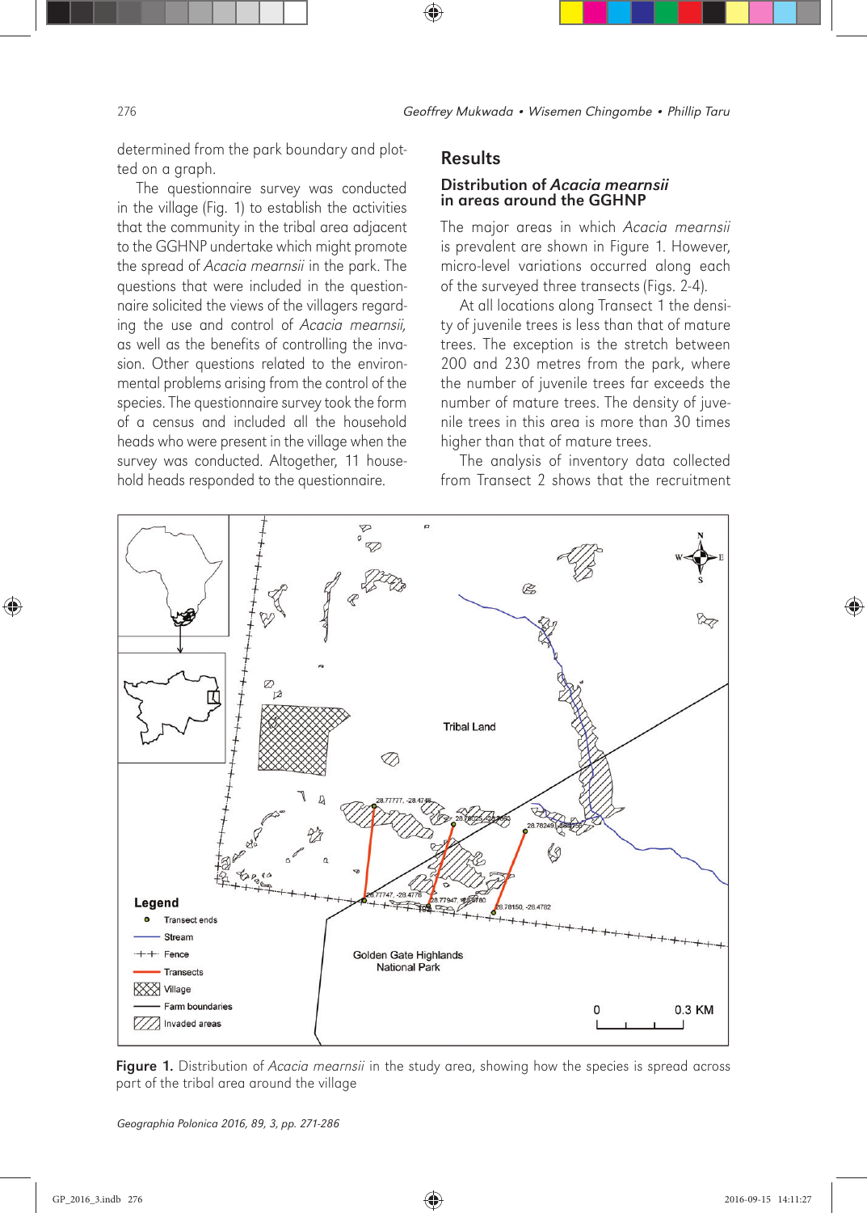determined from the park boundary and plotted on a graph.

The questionnaire survey was conducted in the village (Fig. 1) to establish the activities that the community in the tribal area adjacent to the GGHNP undertake which might promote the spread of *Acacia mearnsii* in the park. The questions that were included in the questionnaire solicited the views of the villagers regarding the use and control of *Acacia mearnsii*, as well as the benefits of controlling the invasion. Other questions related to the environmental problems arising from the control of the species. The questionnaire survey took the form of a census and included all the household heads who were present in the village when the survey was conducted. Altogether, 11 household heads responded to the questionnaire.

## Results

### Distribution of *Acacia mearnsii* in areas around the GGHNP

The major areas in which *Acacia mearnsii* is prevalent are shown in Figure 1. However, micro-level variations occurred along each of the surveyed three transects (Figs. 2-4).

At all locations along Transect 1 the density of juvenile trees is less than that of mature trees. The exception is the stretch between 200 and 230 metres from the park, where the number of juvenile trees far exceeds the number of mature trees. The density of juvenile trees in this area is more than 30 times higher than that of mature trees.

The analysis of inventory data collected from Transect 2 shows that the recruitment

**Figure 1.** Distribution of *Acacia mearnsii* in the study area, showing how the species is spread across part of the tribal area around the village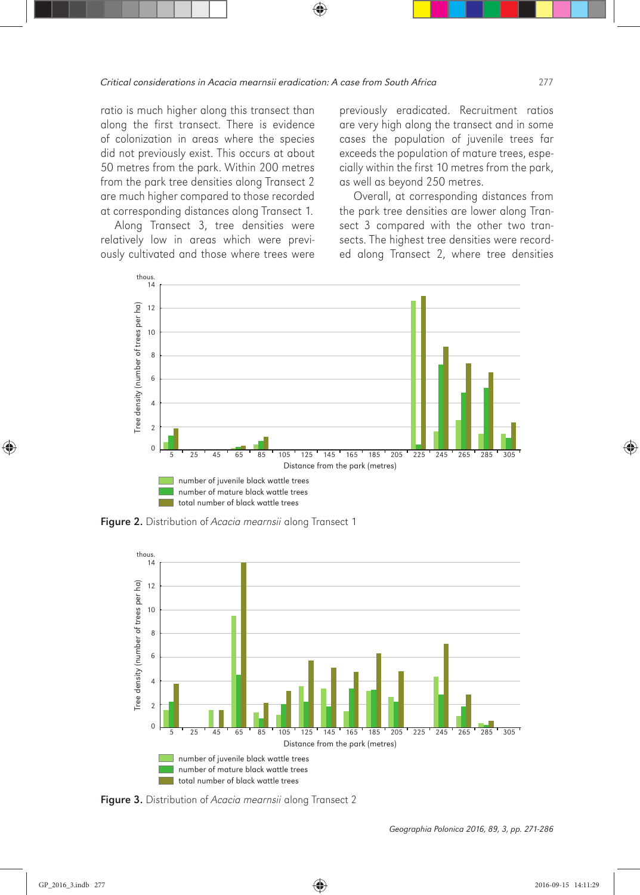ratio is much higher along this transect than along the first transect. There is evidence of colonization in areas where the species did not previously exist. This occurs at about 50 metres from the park. Within 200 metres from the park tree densities along Transect 2 are much higher compared to those recorded at corresponding distances along Transect 1.

Along Transect 3, tree densities were relatively low in areas which were previously cultivated and those where trees were previously eradicated. Recruitment ratios are very high along the transect and in some cases the population of juvenile trees far exceeds the population of mature trees, especially within the first 10 metres from the park, as well as beyond 250 metres.

Overall, at corresponding distances from the park tree densities are lower along Transect 3 compared with the other two transects. The highest tree densities were recorded along Transect 2, where tree densities

**Figure 2.** Distribution of *Acacia mearnsii* along Transect 1

**Figure 3.** Distribution of *Acacia mearnsii* along Transect 2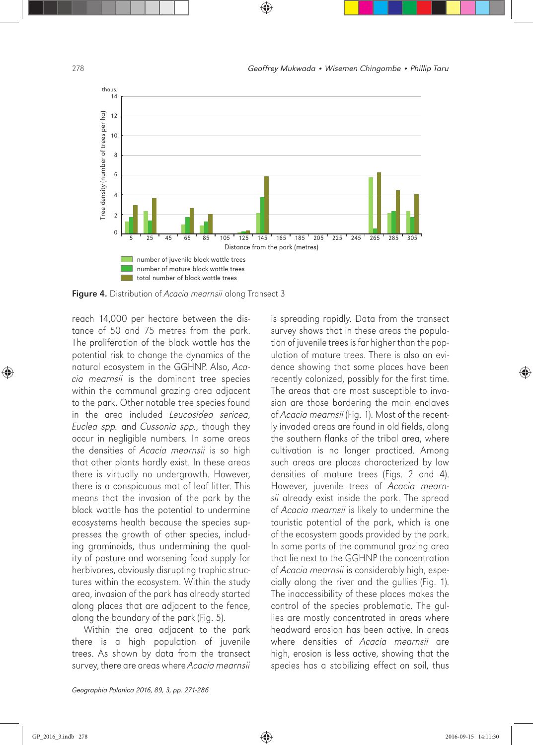**Figure 4.** Distribution of *Acacia mearnsii* along Transect 3

reach 14,000 per hectare between the distance of 50 and 75 metres from the park. The proliferation of the black wattle has the potential risk to change the dynamics of the natural ecosystem in the GGHNP. Also, *Acacia mearnsii* is the dominant tree species within the communal grazing area adjacent to the park. Other notable tree species found in the area included *Leucosidea sericea*, *Euclea spp.* and *Cussonia spp.*, though they occur in negligible numbers. In some areas the densities of *Acacia mearnsii* is so high that other plants hardly exist. In these areas there is virtually no undergrowth. However, there is a conspicuous mat of leaf litter. This means that the invasion of the park by the black wattle has the potential to undermine ecosystems health because the species suppresses the growth of other species, including graminoids, thus undermining the quality of pasture and worsening food supply for herbivores, obviously disrupting trophic structures within the ecosystem. Within the study area, invasion of the park has already started along places that are adjacent to the fence, along the boundary of the park (Fig. 5).

Within the area adjacent to the park there is a high population of juvenile trees. As shown by data from the transect survey, there are areas where *Acacia mearnsii* is spreading rapidly. Data from the transect survey shows that in these areas the population of juvenile trees is far higher than the population of mature trees. There is also an evidence showing that some places have been recently colonized, possibly for the first time. The areas that are most susceptible to invasion are those bordering the main enclaves of *Acacia mearnsii* (Fig. 1). Most of the recently invaded areas are found in old fields, along the southern flanks of the tribal area, where cultivation is no longer practiced. Among such areas are places characterized by low densities of mature trees (Figs. 2 and 4). However, juvenile trees of *Acacia mearnsii* already exist inside the park. The spread of *Acacia mearnsii* is likely to undermine the touristic potential of the park, which is one of the ecosystem goods provided by the park. In some parts of the communal grazing area that lie next to the GGHNP the concentration of *Acacia mearnsii* is considerably high, especially along the river and the gullies (Fig. 1). The inaccessibility of these places makes the control of the species problematic. The gullies are mostly concentrated in areas where headward erosion has been active. In areas where densities of *Acacia mearnsii* are high, erosion is less active, showing that the species has a stabilizing effect on soil, thus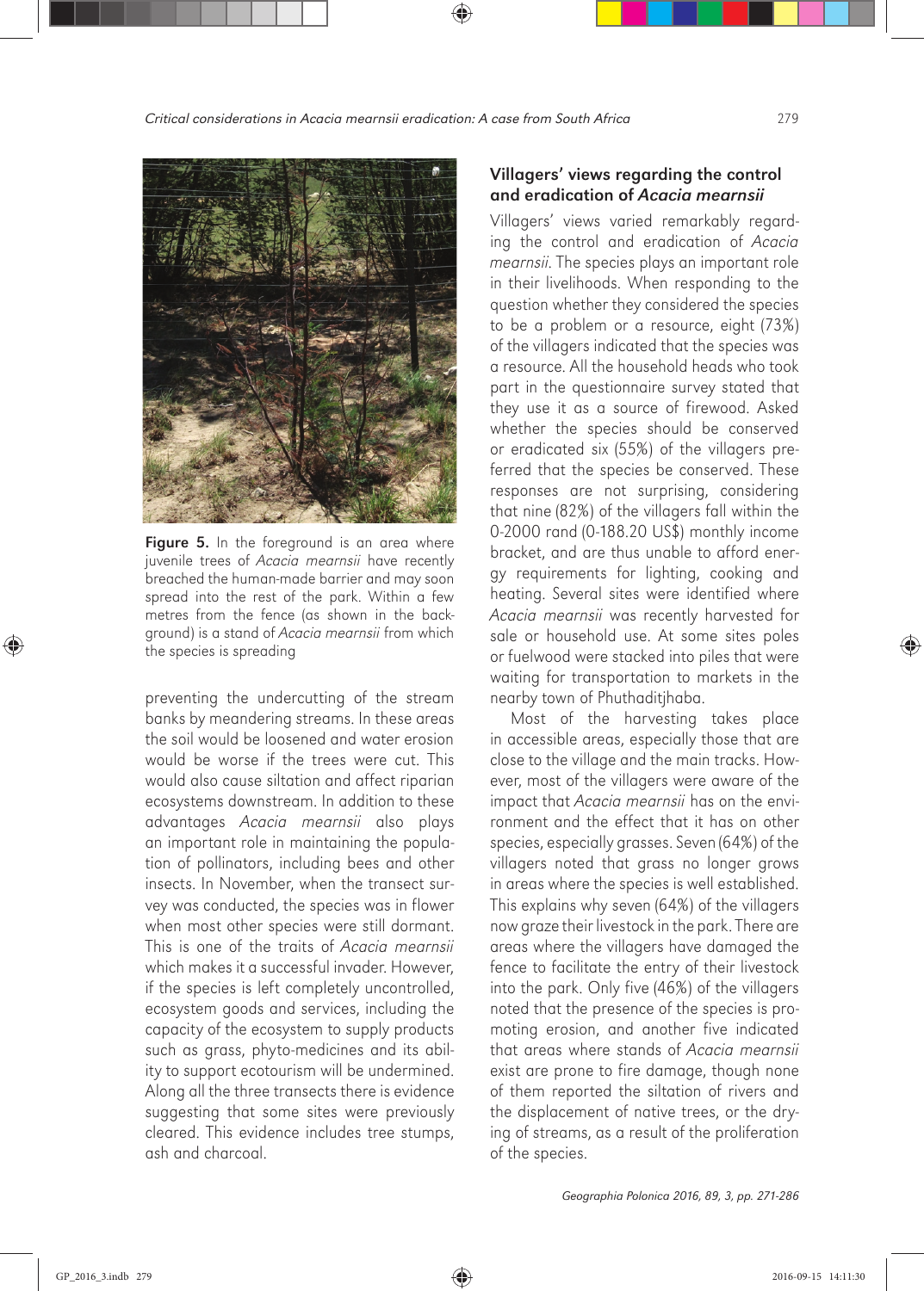Figure 5. In the foreground is an area where juvenile trees of *Acacia mearnsii* have recently breached the human-made barrier and may soon spread into the rest of the park. Within a few metres from the fence (as shown in the background) is a stand of *Acacia mearnsii* from which the species is spreading

preventing the undercutting of the stream banks by meandering streams. In these areas the soil would be loosened and water erosion would be worse if the trees were cut. This would also cause siltation and affect riparian ecosystems downstream. In addition to these advantages *Acacia mearnsii* also plays an important role in maintaining the population of pollinators, including bees and other insects. In November, when the transect survey was conducted, the species was in flower when most other species were still dormant. This is one of the traits of *Acacia mearnsii* which makes it a successful invader. However, if the species is left completely uncontrolled, ecosystem goods and services, including the capacity of the ecosystem to supply products such as grass, phyto-medicines and its ability to support ecotourism will be undermined. Along all the three transects there is evidence suggesting that some sites were previously cleared. This evidence includes tree stumps, ash and charcoal.

## Villagers' views regarding the control and eradication of *Acacia mearnsii*

Villagers' views varied remarkably regarding the control and eradication of *Acacia mearnsii*. The species plays an important role in their livelihoods. When responding to the question whether they considered the species to be a problem or a resource, eight (73%) of the villagers indicated that the species was a resource. All the household heads who took part in the questionnaire survey stated that they use it as a source of firewood. Asked whether the species should be conserved or eradicated six (55%) of the villagers preferred that the species be conserved. These responses are not surprising, considering that nine (82%) of the villagers fall within the 0-2000 rand (0-188.20 US$) monthly income bracket, and are thus unable to afford energy requirements for lighting, cooking and heating. Several sites were identified where *Acacia mearnsii* was recently harvested for sale or household use. At some sites poles or fuelwood were stacked into piles that were waiting for transportation to markets in the nearby town of Phuthaditjhaba.

Most of the harvesting takes place in accessible areas, especially those that are close to the village and the main tracks. However, most of the villagers were aware of the impact that *Acacia mearnsii* has on the environment and the effect that it has on other species, especially grasses. Seven (64%) of the villagers noted that grass no longer grows in areas where the species is well established. This explains why seven (64%) of the villagers now graze their livestock in the park. There are areas where the villagers have damaged the fence to facilitate the entry of their livestock into the park. Only five (46%) of the villagers noted that the presence of the species is promoting erosion, and another five indicated that areas where stands of *Acacia mearnsii* exist are prone to fire damage, though none of them reported the siltation of rivers and the displacement of native trees, or the drying of streams, as a result of the proliferation of the species.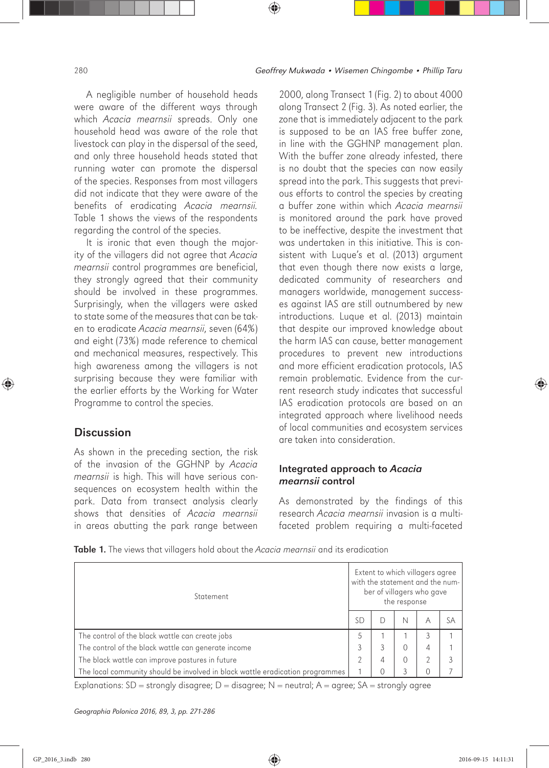A negligible number of household heads were aware of the different ways through which *Acacia mearnsii* spreads. Only one household head was aware of the role that livestock can play in the dispersal of the seed, and only three household heads stated that running water can promote the dispersal of the species. Responses from most villagers did not indicate that they were aware of the benefits of eradicating *Acacia mearnsii*. Table 1 shows the views of the respondents regarding the control of the species.

It is ironic that even though the majority of the villagers did not agree that *Acacia mearnsii* control programmes are beneficial, they strongly agreed that their community should be involved in these programmes. Surprisingly, when the villagers were asked to state some of the measures that can be taken to eradicate *Acacia mearnsii*, seven (64%) and eight (73%) made reference to chemical and mechanical measures, respectively. This high awareness among the villagers is not surprising because they were familiar with the earlier efforts by the Working for Water Programme to control the species.

## Discussion

As shown in the preceding section, the risk of the invasion of the GGHNP by *Acacia mearnsii* is high. This will have serious consequences on ecosystem health within the park. Data from transect analysis clearly shows that densities of *Acacia mearnsii* in areas abutting the park range between 2000, along Transect 1 (Fig. 2) to about 4000 along Transect 2 (Fig. 3). As noted earlier, the zone that is immediately adjacent to the park is supposed to be an IAS free buffer zone, in line with the GGHNP management plan. With the buffer zone already infested, there is no doubt that the species can now easily spread into the park. This suggests that previous efforts to control the species by creating a buffer zone within which *Acacia mearnsii* is monitored around the park have proved to be ineffective, despite the investment that was undertaken in this initiative. This is consistent with Luque's et al. (2013) argument that even though there now exists a large, dedicated community of researchers and managers worldwide, management successes against IAS are still outnumbered by new introductions. Luque et al. (2013) maintain that despite our improved knowledge about the harm IAS can cause, better management procedures to prevent new introductions and more efficient eradication protocols, IAS remain problematic. Evidence from the current research study indicates that successful IAS eradication protocols are based on an integrated approach where livelihood needs of local communities and ecosystem services are taken into consideration.

### Integrated approach to *Acacia mearnsii* control

As demonstrated by the findings of this research *Acacia mearnsii* invasion is a multifaceted problem requiring a multi-faceted

**Table 1.** The views that villagers hold about the *Acacia mearnsii* and its eradication

| Statement | Extent to which villagers agree with the statement and the number of villagers who gave the response | | | | |
|---|---|---|---|---|---|
| | SD | D | N | A | SA |
| The control of the black wattle can create jobs | 5 | 1 | 1 | 3 | 1 |
| The control of the black wattle can generate income | 3 | 3 | 0 | 4 | 1 |
| The black wattle can improve pastures in future | 2 | 4 | 0 | 2 | 3 |
| The local community should be involved in black wattle eradication programmes | 1 | 0 | 3 | 0 | 7 |

Explanations: SD = strongly disagree; D = disagree; N = neutral; A = agree; SA = strongly agree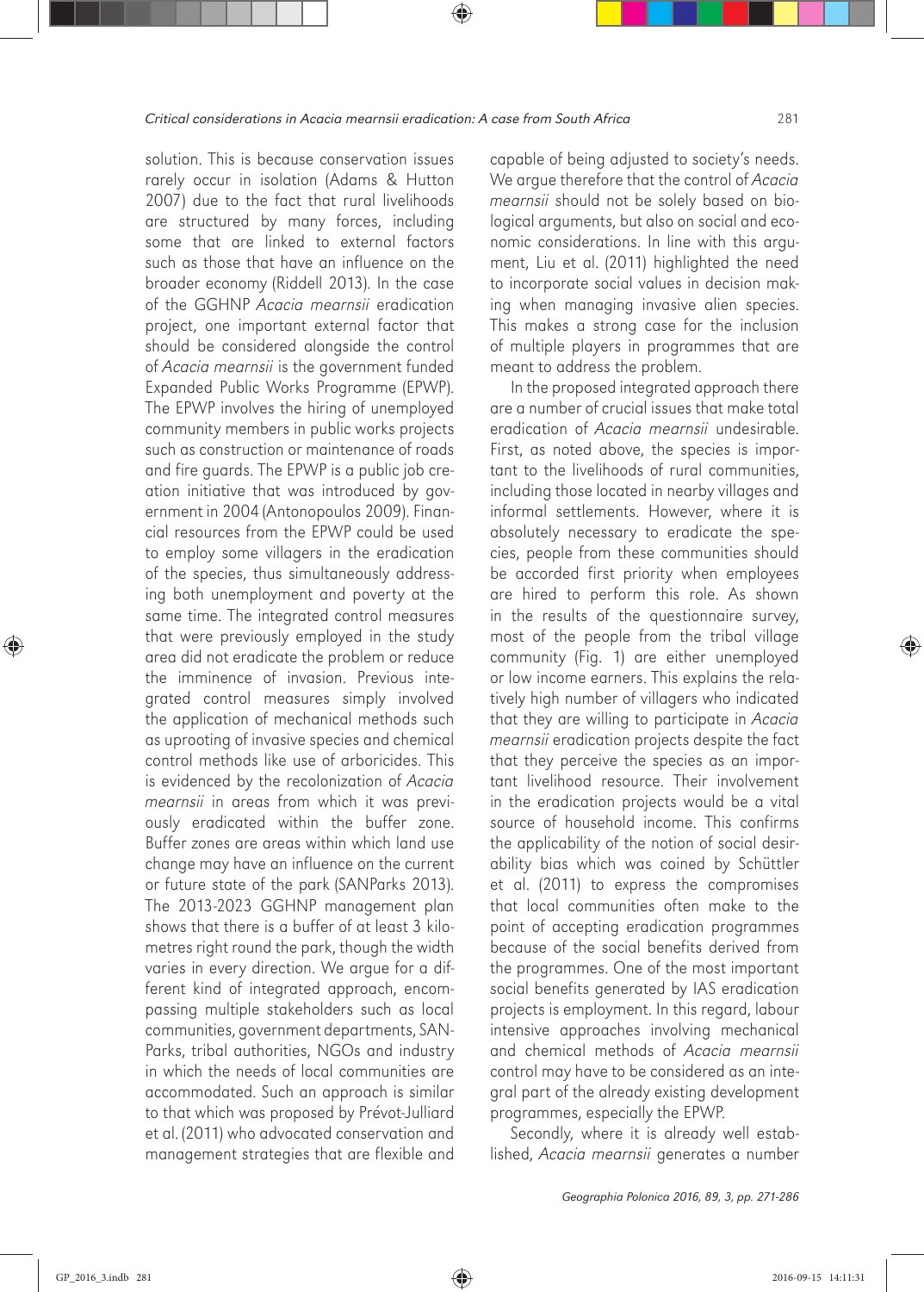solution. This is because conservation issues rarely occur in isolation (Adams & Hutton 2007) due to the fact that rural livelihoods are structured by many forces, including some that are linked to external factors such as those that have an influence on the broader economy (Riddell 2013). In the case of the GGHNP *Acacia mearnsii* eradication project, one important external factor that should be considered alongside the control of *Acacia mearnsii* is the government funded Expanded Public Works Programme (EPWP). The EPWP involves the hiring of unemployed community members in public works projects such as construction or maintenance of roads and fire guards. The EPWP is a public job creation initiative that was introduced by government in 2004 (Antonopoulos 2009). Financial resources from the EPWP could be used to employ some villagers in the eradication of the species, thus simultaneously addressing both unemployment and poverty at the same time. The integrated control measures that were previously employed in the study area did not eradicate the problem or reduce the imminence of invasion. Previous integrated control measures simply involved the application of mechanical methods such as uprooting of invasive species and chemical control methods like use of arboricides. This is evidenced by the recolonization of *Acacia mearnsii* in areas from which it was previously eradicated within the buffer zone. Buffer zones are areas within which land use change may have an influence on the current or future state of the park (SANParks 2013). The 2013-2023 GGHNP management plan shows that there is a buffer of at least 3 kilometres right round the park, though the width varies in every direction. We argue for a different kind of integrated approach, encompassing multiple stakeholders such as local communities, government departments, SANParks, tribal authorities, NGOs and industry in which the needs of local communities are accommodated. Such an approach is similar to that which was proposed by Prévot-Julliard et al. (2011) who advocated conservation and management strategies that are flexible and capable of being adjusted to society's needs. We argue therefore that the control of *Acacia mearnsii* should not be solely based on biological arguments, but also on social and economic considerations. In line with this argument, Liu et al. (2011) highlighted the need to incorporate social values in decision making when managing invasive alien species. This makes a strong case for the inclusion of multiple players in programmes that are meant to address the problem.

In the proposed integrated approach there are a number of crucial issues that make total eradication of *Acacia mearnsii* undesirable. First, as noted above, the species is important to the livelihoods of rural communities, including those located in nearby villages and informal settlements. However, where it is absolutely necessary to eradicate the species, people from these communities should be accorded first priority when employees are hired to perform this role. As shown in the results of the questionnaire survey, most of the people from the tribal village community (Fig. 1) are either unemployed or low income earners. This explains the relatively high number of villagers who indicated that they are willing to participate in *Acacia mearnsii* eradication projects despite the fact that they perceive the species as an important livelihood resource. Their involvement in the eradication projects would be a vital source of household income. This confirms the applicability of the notion of social desirability bias which was coined by Schüttler et al. (2011) to express the compromises that local communities often make to the point of accepting eradication programmes because of the social benefits derived from the programmes. One of the most important social benefits generated by IAS eradication projects is employment. In this regard, labour intensive approaches involving mechanical and chemical methods of *Acacia mearnsii* control may have to be considered as an integral part of the already existing development programmes, especially the EPWP.

Secondly, where it is already well established, *Acacia mearnsii* generates a number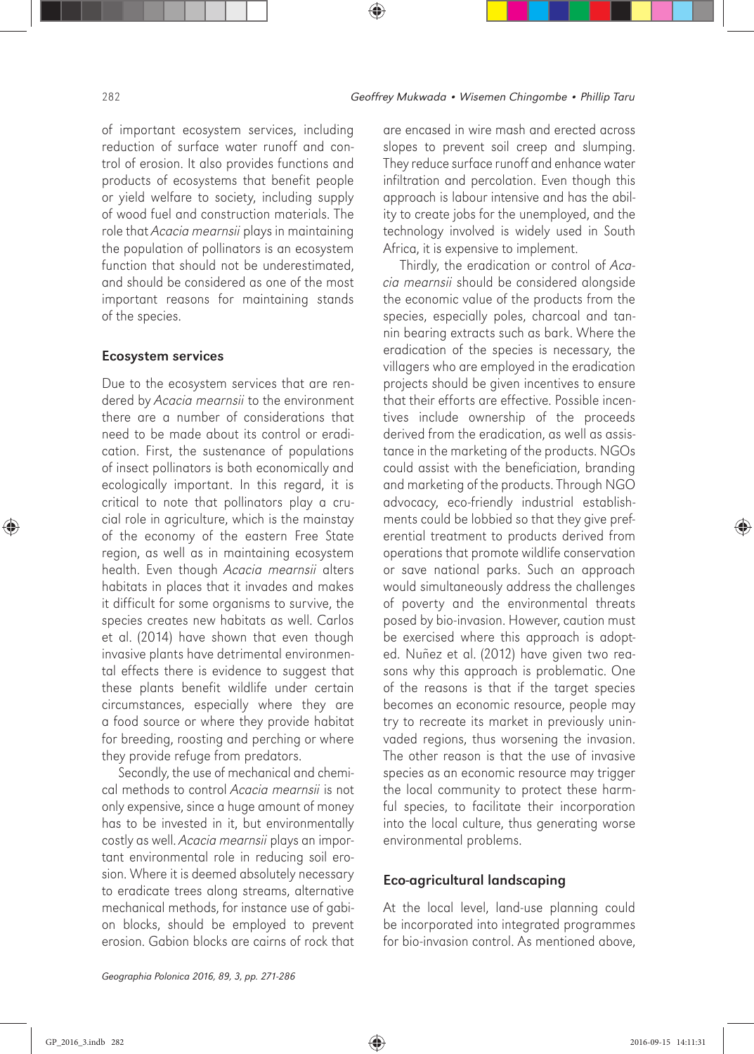of important ecosystem services, including reduction of surface water runoff and control of erosion. It also provides functions and products of ecosystems that benefit people or yield welfare to society, including supply of wood fuel and construction materials. The role that *Acacia mearnsii* plays in maintaining the population of pollinators is an ecosystem function that should not be underestimated, and should be considered as one of the most important reasons for maintaining stands of the species.

## Ecosystem services

Due to the ecosystem services that are rendered by *Acacia mearnsii* to the environment there are a number of considerations that need to be made about its control or eradication. First, the sustenance of populations of insect pollinators is both economically and ecologically important. In this regard, it is critical to note that pollinators play a crucial role in agriculture, which is the mainstay of the economy of the eastern Free State region, as well as in maintaining ecosystem health. Even though *Acacia mearnsii* alters habitats in places that it invades and makes it difficult for some organisms to survive, the species creates new habitats as well. Carlos et al. (2014) have shown that even though invasive plants have detrimental environmental effects there is evidence to suggest that these plants benefit wildlife under certain circumstances, especially where they are a food source or where they provide habitat for breeding, roosting and perching or where they provide refuge from predators.

Secondly, the use of mechanical and chemical methods to control *Acacia mearnsii* is not only expensive, since a huge amount of money has to be invested in it, but environmentally costly as well. *Acacia mearnsii* plays an important environmental role in reducing soil erosion. Where it is deemed absolutely necessary to eradicate trees along streams, alternative mechanical methods, for instance use of gabion blocks, should be employed to prevent erosion. Gabion blocks are cairns of rock that are encased in wire mash and erected across slopes to prevent soil creep and slumping. They reduce surface runoff and enhance water infiltration and percolation. Even though this approach is labour intensive and has the ability to create jobs for the unemployed, and the technology involved is widely used in South Africa, it is expensive to implement.

Thirdly, the eradication or control of *Acacia mearnsii* should be considered alongside the economic value of the products from the species, especially poles, charcoal and tannin bearing extracts such as bark. Where the eradication of the species is necessary, the villagers who are employed in the eradication projects should be given incentives to ensure that their efforts are effective. Possible incentives include ownership of the proceeds derived from the eradication, as well as assistance in the marketing of the products. NGOs could assist with the beneficiation, branding and marketing of the products. Through NGO advocacy, eco-friendly industrial establishments could be lobbied so that they give preferential treatment to products derived from operations that promote wildlife conservation or save national parks. Such an approach would simultaneously address the challenges of poverty and the environmental threats posed by bio-invasion. However, caution must be exercised where this approach is adopted. Nuñez et al. (2012) have given two reasons why this approach is problematic. One of the reasons is that if the target species becomes an economic resource, people may try to recreate its market in previously uninvaded regions, thus worsening the invasion. The other reason is that the use of invasive species as an economic resource may trigger the local community to protect these harmful species, to facilitate their incorporation into the local culture, thus generating worse environmental problems.

## Eco-agricultural landscaping

At the local level, land-use planning could be incorporated into integrated programmes for bio-invasion control. As mentioned above,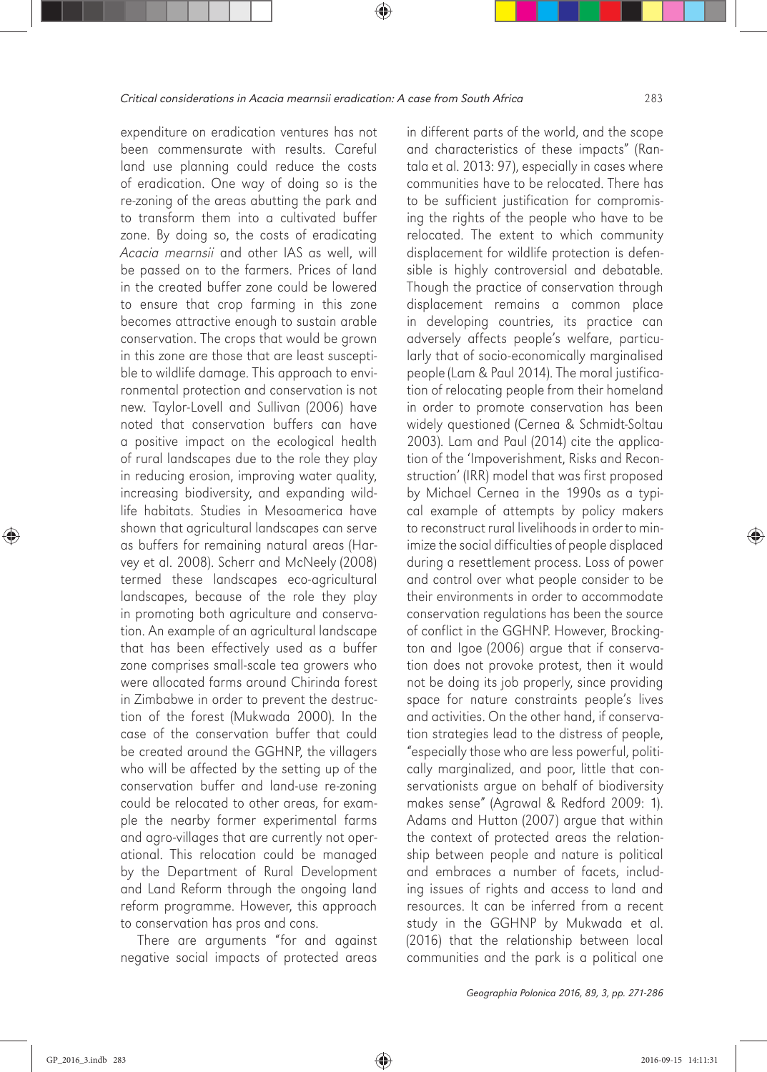expenditure on eradication ventures has not been commensurate with results. Careful land use planning could reduce the costs of eradication. One way of doing so is the re-zoning of the areas abutting the park and to transform them into a cultivated buffer zone. By doing so, the costs of eradicating *Acacia mearnsii* and other IAS as well, will be passed on to the farmers. Prices of land in the created buffer zone could be lowered to ensure that crop farming in this zone becomes attractive enough to sustain arable conservation. The crops that would be grown in this zone are those that are least susceptible to wildlife damage. This approach to environmental protection and conservation is not new. Taylor-Lovell and Sullivan (2006) have noted that conservation buffers can have a positive impact on the ecological health of rural landscapes due to the role they play in reducing erosion, improving water quality, increasing biodiversity, and expanding wildlife habitats. Studies in Mesoamerica have shown that agricultural landscapes can serve as buffers for remaining natural areas (Harvey et al. 2008). Scherr and McNeely (2008) termed these landscapes eco-agricultural landscapes, because of the role they play in promoting both agriculture and conservation. An example of an agricultural landscape that has been effectively used as a buffer zone comprises small-scale tea growers who were allocated farms around Chirinda forest in Zimbabwe in order to prevent the destruction of the forest (Mukwada 2000). In the case of the conservation buffer that could be created around the GGHNP, the villagers who will be affected by the setting up of the conservation buffer and land-use re-zoning could be relocated to other areas, for example the nearby former experimental farms and agro-villages that are currently not operational. This relocation could be managed by the Department of Rural Development and Land Reform through the ongoing land reform programme. However, this approach to conservation has pros and cons.

There are arguments "for and against negative social impacts of protected areas in different parts of the world, and the scope and characteristics of these impacts" (Rantala et al. 2013: 97), especially in cases where communities have to be relocated. There has to be sufficient justification for compromising the rights of the people who have to be relocated. The extent to which community displacement for wildlife protection is defensible is highly controversial and debatable. Though the practice of conservation through displacement remains a common place in developing countries, its practice can adversely affects people's welfare, particularly that of socio-economically marginalised people (Lam & Paul 2014). The moral justification of relocating people from their homeland in order to promote conservation has been widely questioned (Cernea & Schmidt-Soltau 2003). Lam and Paul (2014) cite the application of the 'Impoverishment, Risks and Reconstruction' (IRR) model that was first proposed by Michael Cernea in the 1990s as a typical example of attempts by policy makers to reconstruct rural livelihoods in order to minimize the social difficulties of people displaced during a resettlement process. Loss of power and control over what people consider to be their environments in order to accommodate conservation regulations has been the source of conflict in the GGHNP. However, Brockington and Igoe (2006) argue that if conservation does not provoke protest, then it would not be doing its job properly, since providing space for nature constraints people's lives and activities. On the other hand, if conservation strategies lead to the distress of people, "especially those who are less powerful, politically marginalized, and poor, little that conservationists argue on behalf of biodiversity makes sense" (Agrawal & Redford 2009: 1). Adams and Hutton (2007) argue that within the context of protected areas the relationship between people and nature is political and embraces a number of facets, including issues of rights and access to land and resources. It can be inferred from a recent study in the GGHNP by Mukwada et al. (2016) that the relationship between local communities and the park is a political one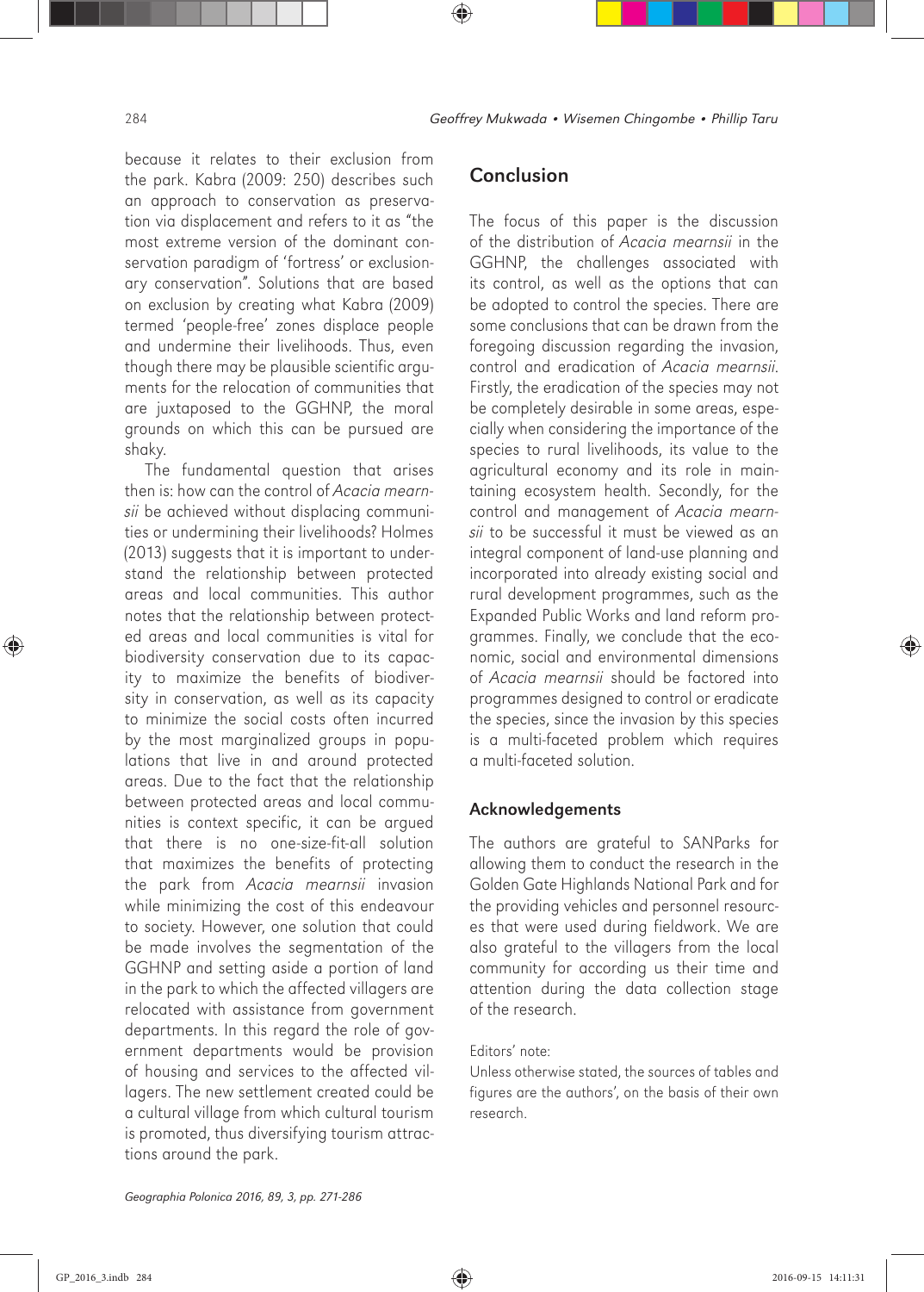because it relates to their exclusion from the park. Kabra (2009: 250) describes such an approach to conservation as preservation via displacement and refers to it as "the most extreme version of the dominant conservation paradigm of 'fortress' or exclusionary conservation". Solutions that are based on exclusion by creating what Kabra (2009) termed 'people-free' zones displace people and undermine their livelihoods. Thus, even though there may be plausible scientific arguments for the relocation of communities that are juxtaposed to the GGHNP, the moral grounds on which this can be pursued are shaky.

The fundamental question that arises then is: how can the control of *Acacia mearnsii* be achieved without displacing communities or undermining their livelihoods? Holmes (2013) suggests that it is important to understand the relationship between protected areas and local communities. This author notes that the relationship between protected areas and local communities is vital for biodiversity conservation due to its capacity to maximize the benefits of biodiversity in conservation, as well as its capacity to minimize the social costs often incurred by the most marginalized groups in populations that live in and around protected areas. Due to the fact that the relationship between protected areas and local communities is context specific, it can be argued that there is no one-size-fit-all solution that maximizes the benefits of protecting the park from *Acacia mearnsii* invasion while minimizing the cost of this endeavour to society. However, one solution that could be made involves the segmentation of the GGHNP and setting aside a portion of land in the park to which the affected villagers are relocated with assistance from government departments. In this regard the role of government departments would be provision of housing and services to the affected villagers. The new settlement created could be a cultural village from which cultural tourism is promoted, thus diversifying tourism attractions around the park.

## Conclusion

The focus of this paper is the discussion of the distribution of *Acacia mearnsii* in the GGHNP, the challenges associated with its control, as well as the options that can be adopted to control the species. There are some conclusions that can be drawn from the foregoing discussion regarding the invasion, control and eradication of *Acacia mearnsii*. Firstly, the eradication of the species may not be completely desirable in some areas, especially when considering the importance of the species to rural livelihoods, its value to the agricultural economy and its role in maintaining ecosystem health. Secondly, for the control and management of *Acacia mearnsii* to be successful it must be viewed as an integral component of land-use planning and incorporated into already existing social and rural development programmes, such as the Expanded Public Works and land reform programmes. Finally, we conclude that the economic, social and environmental dimensions of *Acacia mearnsii* should be factored into programmes designed to control or eradicate the species, since the invasion by this species is a multi-faceted problem which requires a multi-faceted solution.

### Acknowledgements

The authors are grateful to SANParks for allowing them to conduct the research in the Golden Gate Highlands National Park and for the providing vehicles and personnel resources that were used during fieldwork. We are also grateful to the villagers from the local community for according us their time and attention during the data collection stage of the research.

Editors' note:
Unless otherwise stated, the sources of tables and figures are the authors', on the basis of their own research.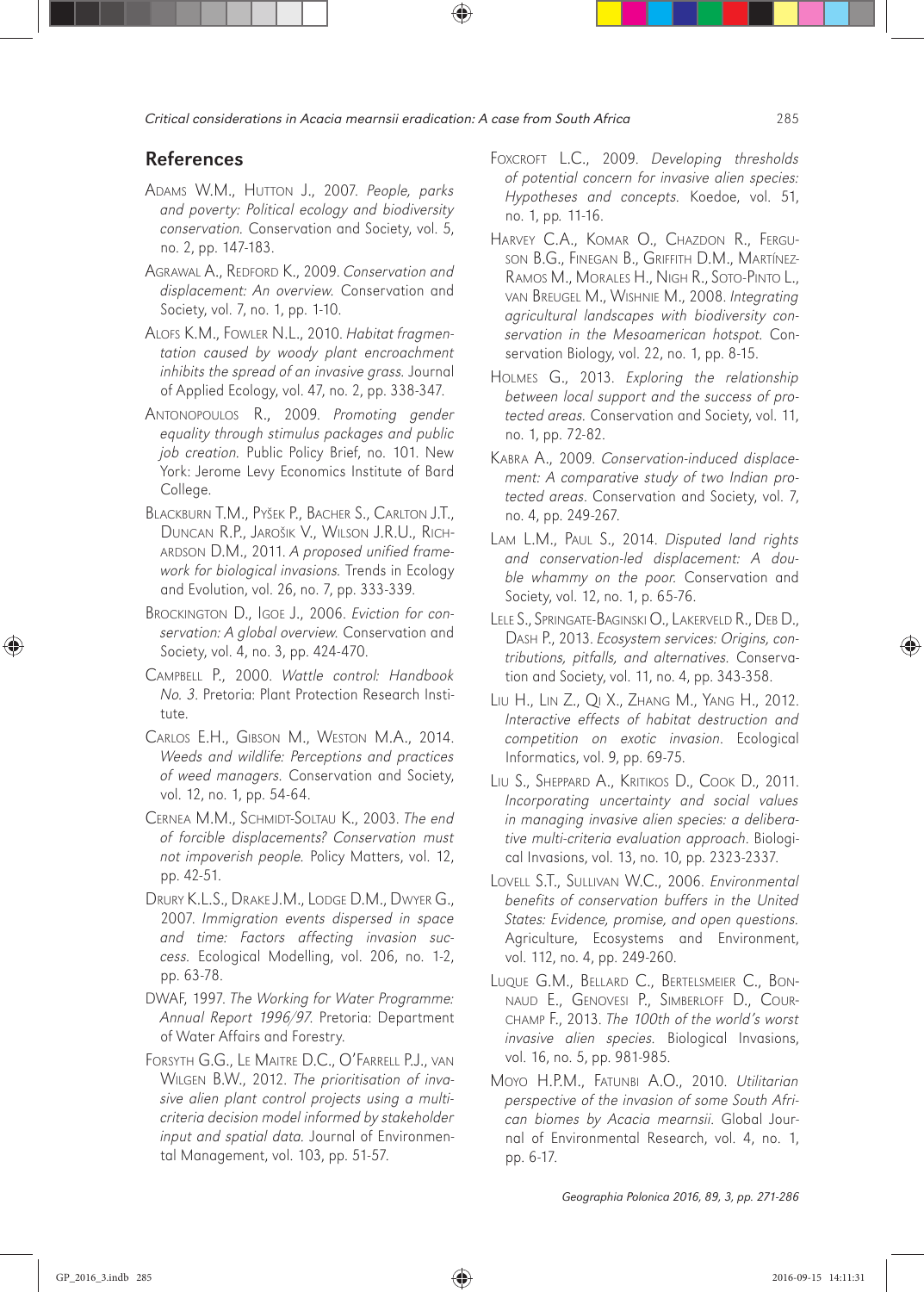## References

Adams W.M., Hutton J., 2007. *People, parks and poverty: Political ecology and biodiversity conservation.* Conservation and Society, vol. 5, no. 2, pp. 147-183.

Agrawal A., Redford K., 2009. *Conservation and displacement: An overview.* Conservation and Society, vol. 7, no. 1, pp. 1-10.

Alofs K.M., Fowler N.L., 2010. *Habitat fragmentation caused by woody plant encroachment inhibits the spread of an invasive grass.* Journal of Applied Ecology, vol. 47, no. 2, pp. 338-347.

Antonopoulos R., 2009. *Promoting gender equality through stimulus packages and public job creation.* Public Policy Brief, no. 101. New York: Jerome Levy Economics Institute of Bard College.

Blackburn T.M., Pyšek P., Bacher S., Carlton J.T., Duncan R.P., Jarošik V., Wilson J.R.U., Richardson D.M., 2011. *A proposed unified framework for biological invasions.* Trends in Ecology and Evolution, vol. 26, no. 7, pp. 333-339.

Brockington D., Igoe J., 2006. *Eviction for conservation: A global overview.* Conservation and Society, vol. 4, no. 3, pp. 424-470.

Campbell P., 2000. *Wattle control: Handbook No. 3.* Pretoria: Plant Protection Research Institute.

Carlos E.H., Gibson M., Weston M.A., 2014. *Weeds and wildlife: Perceptions and practices of weed managers.* Conservation and Society, vol. 12, no. 1, pp. 54-64.

Cernea M.M., Schmidt-Soltau K., 2003. *The end of forcible displacements? Conservation must not impoverish people.* Policy Matters, vol. 12, pp. 42-51.

Drury K.L.S., Drake J.M., Lodge D.M., Dwyer G., 2007. *Immigration events dispersed in space and time: Factors affecting invasion success.* Ecological Modelling, vol. 206, no. 1-2, pp. 63-78.

DWAF, 1997. *The Working for Water Programme: Annual Report 1996/97.* Pretoria: Department of Water Affairs and Forestry.

Forsyth G.G., Le Maitre D.C., O'Farrell P.J., van Wilgen B.W., 2012. *The prioritisation of invasive alien plant control projects using a multi-criteria decision model informed by stakeholder input and spatial data.* Journal of Environmental Management, vol. 103, pp. 51-57.

Foxcroft L.C., 2009. *Developing thresholds of potential concern for invasive alien species: Hypotheses and concepts.* Koedoe, vol. 51, no. 1, pp. 11-16.

Harvey C.A., Komar O., Chazdon R., Ferguson B.G., Finegan B., Griffith D.M., Martínez-Ramos M., Morales H., Nigh R., Soto-Pinto L., van Breugel M., Wishnie M., 2008. *Integrating agricultural landscapes with biodiversity conservation in the Mesoamerican hotspot.* Conservation Biology, vol. 22, no. 1, pp. 8-15.

Holmes G., 2013. *Exploring the relationship between local support and the success of protected areas.* Conservation and Society, vol. 11, no. 1, pp. 72-82.

Kabra A., 2009. *Conservation-induced displacement: A comparative study of two Indian protected areas.* Conservation and Society, vol. 7, no. 4, pp. 249-267.

Lam L.M., Paul S., 2014. *Disputed land rights and conservation-led displacement: A double whammy on the poor.* Conservation and Society, vol. 12, no. 1, p. 65-76.

Lele S., Springate-Baginski O., Lakerveld R., Deb D., Dash P., 2013. *Ecosystem services: Origins, contributions, pitfalls, and alternatives.* Conservation and Society, vol. 11, no. 4, pp. 343-358.

Liu H., Lin Z., Qi X., Zhang M., Yang H., 2012. *Interactive effects of habitat destruction and competition on exotic invasion.* Ecological Informatics, vol. 9, pp. 69-75.

Liu S., Sheppard A., Kritikos D., Cook D., 2011. *Incorporating uncertainty and social values in managing invasive alien species: a deliberative multi-criteria evaluation approach.* Biological Invasions, vol. 13, no. 10, pp. 2323-2337.

Lovell S.T., Sullivan W.C., 2006. *Environmental benefits of conservation buffers in the United States: Evidence, promise, and open questions.* Agriculture, Ecosystems and Environment, vol. 112, no. 4, pp. 249-260.

Luque G.M., Bellard C., Bertelsmeier C., Bonnaud E., Genovesi P., Simberloff D., Courchamp F., 2013. *The 100th of the world's worst invasive alien species.* Biological Invasions, vol. 16, no. 5, pp. 981-985.

Moyo H.P.M., Fatunbi A.O., 2010. *Utilitarian perspective of the invasion of some South African biomes by Acacia mearnsii.* Global Journal of Environmental Research, vol. 4, no. 1, pp. 6-17.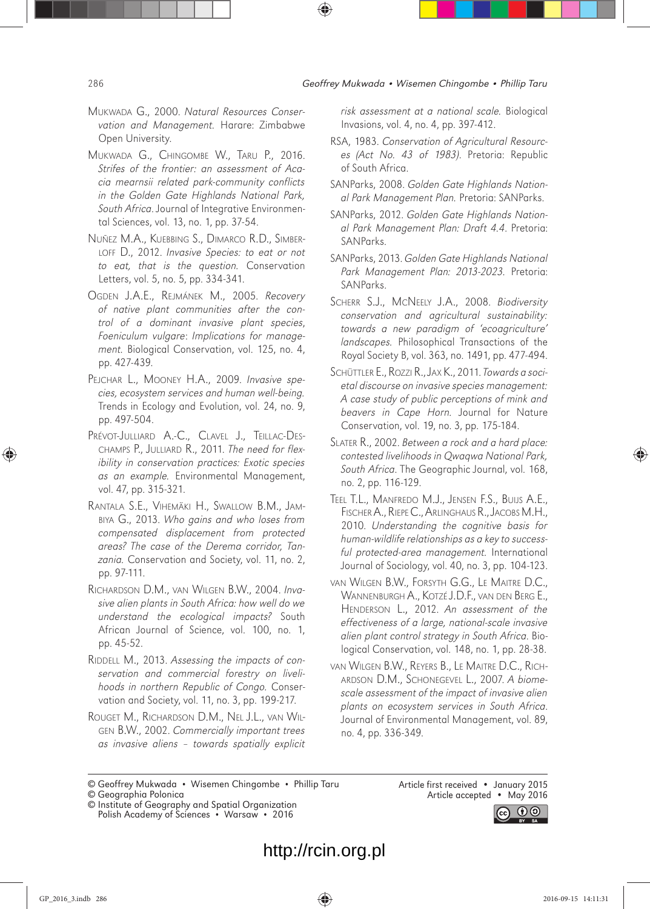Mukwada G., 2000. *Natural Resources Conservation and Management*. Harare: Zimbabwe Open University.

Mukwada G., Chingombe W., Taru P., 2016. *Strifes of the frontier: an assessment of Acacia mearnsii related park-community conflicts in the Golden Gate Highlands National Park, South Africa*. Journal of Integrative Environmental Sciences, vol. 13, no. 1, pp. 37-54.

Nuñez M.A., Kuebbing S., Dimarco R.D., Simberloff D., 2012. *Invasive Species: to eat or not to eat, that is the question*. Conservation Letters, vol. 5, no. 5, pp. 334-341.

Ogden J.A.E., Rejmánek M., 2005. *Recovery of native plant communities after the control of a dominant invasive plant species, Foeniculum vulgare: Implications for management*. Biological Conservation, vol. 125, no. 4, pp. 427-439.

Pejchar L., Mooney H.A., 2009. *Invasive species, ecosystem services and human well-being*. Trends in Ecology and Evolution, vol. 24, no. 9, pp. 497-504.

Prévot-Julliard A.-C., Clavel J., Teillac-Deschamps P., Julliard R., 2011. *The need for flexibility in conservation practices: Exotic species as an example*. Environmental Management, vol. 47, pp. 315-321.

Rantala S.E., Vihemäki H., Swallow B.M., Jambiya G., 2013. *Who gains and who loses from compensated displacement from protected areas? The case of the Derema corridor, Tanzania*. Conservation and Society, vol. 11, no. 2, pp. 97-111.

Richardson D.M., van Wilgen B.W., 2004. *Invasive alien plants in South Africa: how well do we understand the ecological impacts?* South African Journal of Science, vol. 100, no. 1, pp. 45-52.

Riddell M., 2013. *Assessing the impacts of conservation and commercial forestry on livelihoods in northern Republic of Congo*. Conservation and Society, vol. 11, no. 3, pp. 199-217.

Rouget M., Richardson D.M., Nel J.L., van Wilgen B.W., 2002. *Commercially important trees as invasive aliens – towards spatially explicit risk assessment at a national scale*. Biological Invasions, vol. 4, no. 4, pp. 397-412.

RSA, 1983. *Conservation of Agricultural Resources (Act No. 43 of 1983)*. Pretoria: Republic of South Africa.

SANParks, 2008. *Golden Gate Highlands National Park Management Plan*. Pretoria: SANParks.

SANParks, 2012. *Golden Gate Highlands National Park Management Plan: Draft 4.4*. Pretoria: SANParks.

SANParks, 2013. *Golden Gate Highlands National Park Management Plan: 2013-2023*. Pretoria: SANParks.

Scherr S.J., McNeely J.A., 2008. *Biodiversity conservation and agricultural sustainability: towards a new paradigm of 'ecoagriculture' landscapes*. Philosophical Transactions of the Royal Society B, vol. 363, no. 1491, pp. 477-494.

Schüttler E., Rozzi R., Jax K., 2011. *Towards a societal discourse on invasive species management: A case study of public perceptions of mink and beavers in Cape Horn*. Journal for Nature Conservation, vol. 19, no. 3, pp. 175-184.

Slater R., 2002. *Between a rock and a hard place: contested livelihoods in Qwaqwa National Park, South Africa*. The Geographic Journal, vol. 168, no. 2, pp. 116-129.

Teel T.L., Manfredo M.J., Jensen F.S., Buijs A.E., Fischer A., Riepe C., Arlinghaus R., Jacobs M.H., 2010. *Understanding the cognitive basis for human-wildlife relationships as a key to successful protected-area management*. International Journal of Sociology, vol. 40, no. 3, pp. 104-123.

van Wilgen B.W., Forsyth G.G., Le Maitre D.C., Wannenburgh A., Kotzé J.D.F., van den Berg E., Henderson L., 2012. *An assessment of the effectiveness of a large, national-scale invasive alien plant control strategy in South Africa*. Biological Conservation, vol. 148, no. 1, pp. 28-38.

van Wilgen B.W., Reyers B., Le Maitre D.C., Richardson D.M., Schonegevel L., 2007. *A biome-scale assessment of the impact of invasive alien plants on ecosystem services in South Africa*. Journal of Environmental Management, vol. 89, no. 4, pp. 336-349.

© Geoffrey Mukwada • Wisemen Chingombe • Phillip Taru
© Geographia Polonica
© Institute of Geography and Spatial Organization
Polish Academy of Sciences • Warsaw • 2016

Article first received • January 2015
Article accepted • May 2016